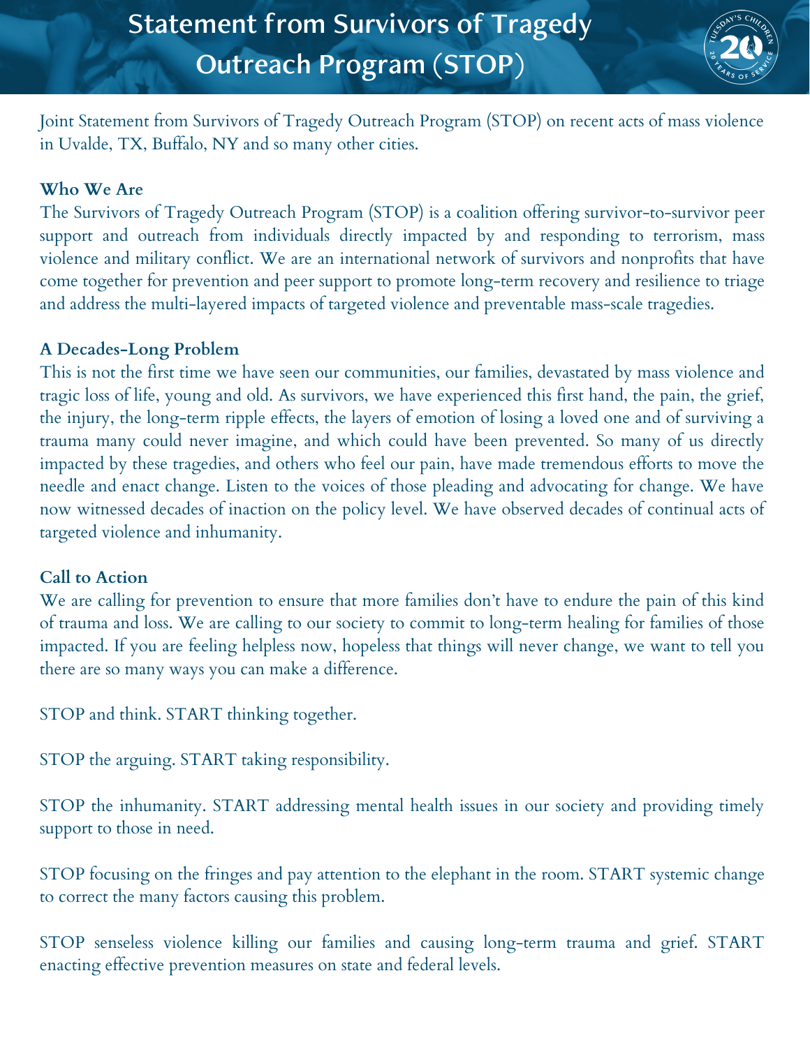# Statement from Survivors of Tragedy Outreach Program (STOP)

Joint Statement from Survivors of Tragedy Outreach Program (STOP) on recent acts of mass violence in Uvalde, TX, Buffalo, NY and so many other cities.

**Who We Are**

The Survivors of Tragedy Outreach Program (STOP) is a coalition offering survivor-to-survivor peer support and outreach from individuals directly impacted by and responding to terrorism, mass violence and military conflict. We are an international network of survivors and nonprofits that have come together for prevention and peer support to promote long-term recovery and resilience to triage and address the multi-layered impacts of targeted violence and preventable mass-scale tragedies.

**A Decades-Long Problem**

This is not the first time we have seen our communities, our families, devastated by mass violence and tragic loss of life, young and old. As survivors, we have experienced this first hand, the pain, the grief, the injury, the long-term ripple effects, the layers of emotion of losing a loved one and of surviving a trauma many could never imagine, and which could have been prevented. So many of us directly impacted by these tragedies, and others who feel our pain, have made tremendous efforts to move the needle and enact change. Listen to the voices of those pleading and advocating for change. We have now witnessed decades of inaction on the policy level. We have observed decades of continual acts of targeted violence and inhumanity.

**Call to Action**

We are calling for prevention to ensure that more families don't have to endure the pain of this kind of trauma and loss. We are calling to our society to commit to long-term healing for families of those impacted. If you are feeling helpless now, hopeless that things will never change, we want to tell you there are so many ways you can make a difference.

STOP and think. START thinking together.

STOP the arguing. START taking responsibility.

STOP the inhumanity. START addressing mental health issues in our society and providing timely support to those in need.

STOP focusing on the fringes and pay attention to the elephant in the room. START systemic change to correct the many factors causing this problem.

STOP senseless violence killing our families and causing long-term trauma and grief. START enacting effective prevention measures on state and federal levels.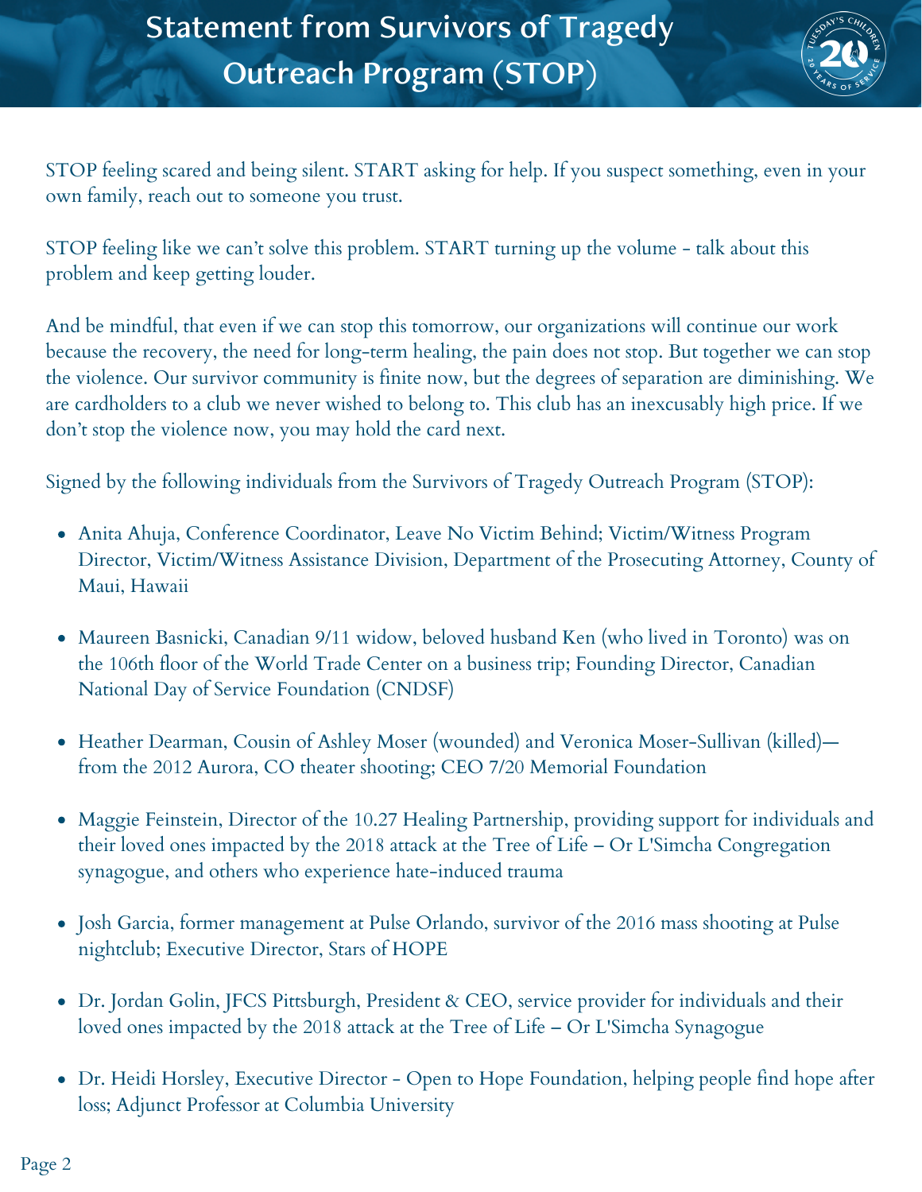# Statement from Survivors of Tragedy Outreach Program (STOP)

STOP feeling scared and being silent. START asking for help. If you suspect something, even in your own family, reach out to someone you trust.

STOP feeling like we can't solve this problem. START turning up the volume - talk about this problem and keep getting louder.

And be mindful, that even if we can stop this tomorrow, our organizations will continue our work because the recovery, the need for long-term healing, the pain does not stop. But together we can stop the violence. Our survivor community is finite now, but the degrees of separation are diminishing. We are cardholders to a club we never wished to belong to. This club has an inexcusably high price. If we don't stop the violence now, you may hold the card next.

Signed by the following individuals from the Survivors of Tragedy Outreach Program (STOP):

- Anita Ahuja, Conference Coordinator, Leave No Victim Behind; Victim/Witness Program Director, Victim/Witness Assistance Division, Department of the Prosecuting Attorney, County of Maui, Hawaii
- Maureen Basnicki, Canadian 9/11 widow, beloved husband Ken (who lived in Toronto) was on the 106th floor of the World Trade Center on a business trip; Founding Director, Canadian National Day of Service Foundation (CNDSF)
- Heather Dearman, Cousin of Ashley Moser (wounded) and Veronica Moser-Sullivan (killed)—from the 2012 Aurora, CO theater shooting; CEO 7/20 Memorial Foundation
- Maggie Feinstein, Director of the 10.27 Healing Partnership, providing support for individuals and their loved ones impacted by the 2018 attack at the Tree of Life – Or L'Simcha Congregation synagogue, and others who experience hate-induced trauma
- Josh Garcia, former management at Pulse Orlando, survivor of the 2016 mass shooting at Pulse nightclub; Executive Director, Stars of HOPE
- Dr. Jordan Golin, JFCS Pittsburgh, President & CEO, service provider for individuals and their loved ones impacted by the 2018 attack at the Tree of Life – Or L'Simcha Synagogue
- Dr. Heidi Horsley, Executive Director - Open to Hope Foundation, helping people find hope after loss; Adjunct Professor at Columbia University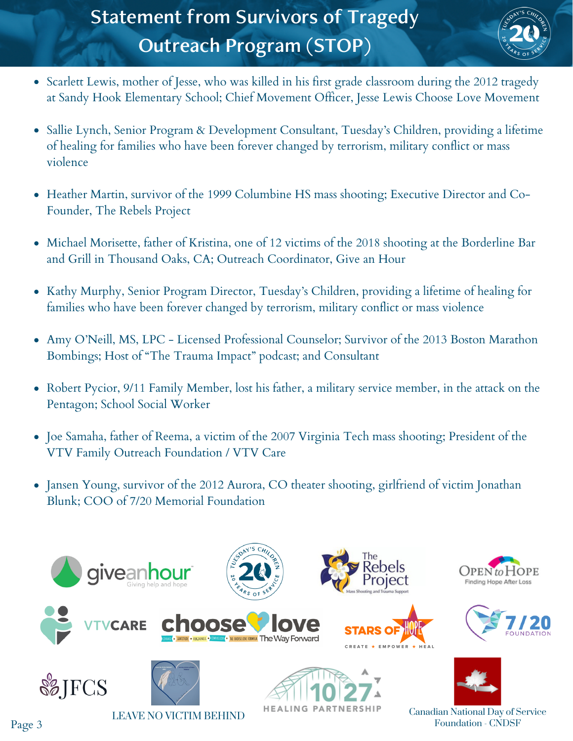# Statement from Survivors of Tragedy Outreach Program (STOP)

- Scarlett Lewis, mother of Jesse, who was killed in his first grade classroom during the 2012 tragedy at Sandy Hook Elementary School; Chief Movement Officer, Jesse Lewis Choose Love Movement
- Sallie Lynch, Senior Program & Development Consultant, Tuesday's Children, providing a lifetime of healing for families who have been forever changed by terrorism, military conflict or mass violence
- Heather Martin, survivor of the 1999 Columbine HS mass shooting; Executive Director and Co-Founder, The Rebels Project
- Michael Morisette, father of Kristina, one of 12 victims of the 2018 shooting at the Borderline Bar and Grill in Thousand Oaks, CA; Outreach Coordinator, Give an Hour
- Kathy Murphy, Senior Program Director, Tuesday's Children, providing a lifetime of healing for families who have been forever changed by terrorism, military conflict or mass violence
- Amy O'Neill, MS, LPC - Licensed Professional Counselor; Survivor of the 2013 Boston Marathon Bombings; Host of "The Trauma Impact" podcast; and Consultant
- Robert Pycior, 9/11 Family Member, lost his father, a military service member, in the attack on the Pentagon; School Social Worker
- Joe Samaha, father of Reema, a victim of the 2007 Virginia Tech mass shooting; President of the VTV Family Outreach Foundation / VTV Care
- Jansen Young, survivor of the 2012 Aurora, CO theater shooting, girlfriend of victim Jonathan Blunk; COO of 7/20 Memorial Foundation

giveanhour — Giving help and hope

Tuesday's Children — 20 Years of Service

The Rebels Project — Mass Shooting and Trauma Support

Open to Hope — Finding Hope After Loss

VTVCARE

choose love — The Way Forward

STARS OF HOPE — CREATE ★ EMPOWER ★ HEAL

7/20 FOUNDATION

JFCS

LEAVE NO VICTIM BEHIND

10|27 HEALING PARTNERSHIP

Canadian National Day of Service Foundation - CNDSF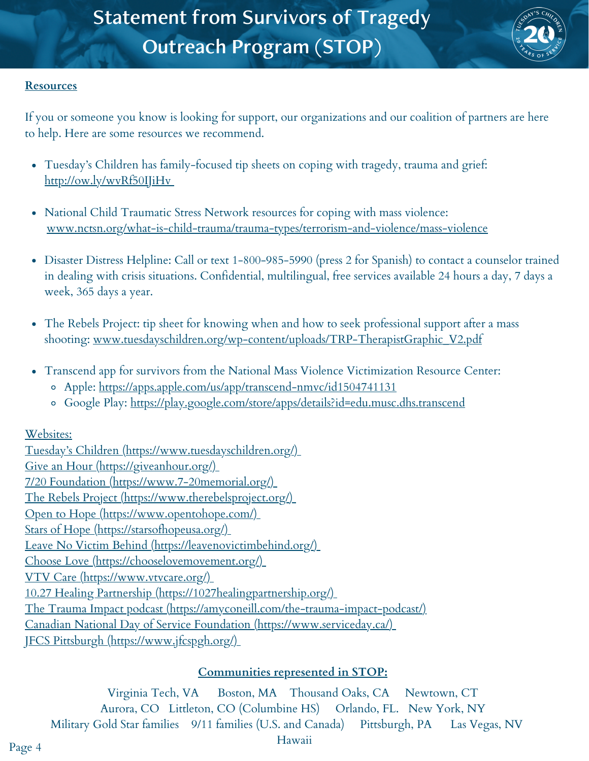# Statement from Survivors of Tragedy Outreach Program (STOP)

**Resources**

If you or someone you know is looking for support, our organizations and our coalition of partners are here to help. Here are some resources we recommend.

- Tuesday's Children has family-focused tip sheets on coping with tragedy, trauma and grief: http://ow.ly/wvRf50IJiHv
- National Child Traumatic Stress Network resources for coping with mass violence: www.nctsn.org/what-is-child-trauma/trauma-types/terrorism-and-violence/mass-violence
- Disaster Distress Helpline: Call or text 1-800-985-5990 (press 2 for Spanish) to contact a counselor trained in dealing with crisis situations. Confidential, multilingual, free services available 24 hours a day, 7 days a week, 365 days a year.
- The Rebels Project: tip sheet for knowing when and how to seek professional support after a mass shooting: www.tuesdayschildren.org/wp-content/uploads/TRP-TherapistGraphic_V2.pdf
- Transcend app for survivors from the National Mass Violence Victimization Resource Center:
  - Apple: https://apps.apple.com/us/app/transcend-nmvc/id1504741131
  - Google Play: https://play.google.com/store/apps/details?id=edu.musc.dhs.transcend

Websites:
Tuesday's Children (https://www.tuesdayschildren.org/)
Give an Hour (https://giveanhour.org/)
7/20 Foundation (https://www.7-20memorial.org/)
The Rebels Project (https://www.therebelsproject.org/)
Open to Hope (https://www.opentohope.com/)
Stars of Hope (https://starsofhopeusa.org/)
Leave No Victim Behind (https://leavenovictimbehind.org/)
Choose Love (https://chooselovemovement.org/)
VTV Care (https://www.vtvcare.org/)
10.27 Healing Partnership (https://1027healingpartnership.org/)
The Trauma Impact podcast (https://amyconeill.com/the-trauma-impact-podcast/)
Canadian National Day of Service Foundation (https://www.serviceday.ca/)
JFCS Pittsburgh (https://www.jfcspgh.org/)

**Communities represented in STOP:**

Virginia Tech, VA Boston, MA Thousand Oaks, CA Newtown, CT
Aurora, CO Littleton, CO (Columbine HS) Orlando, FL. New York, NY
Military Gold Star families 9/11 families (U.S. and Canada) Pittsburgh, PA Las Vegas, NV
Hawaii